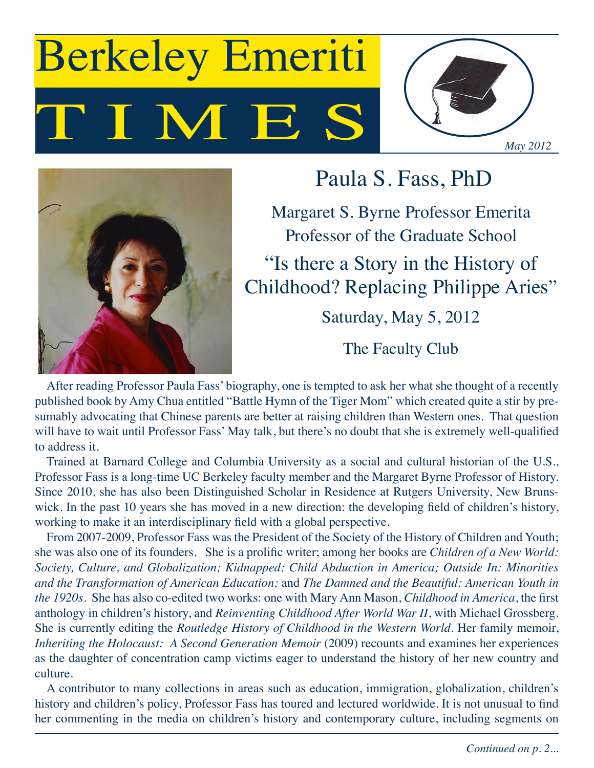# Berkeley Emeriti TIMES

*May 2012*

## Paula S. Fass, PhD

Margaret S. Byrne Professor Emerita
Professor of the Graduate School

### "Is there a Story in the History of Childhood? Replacing Philippe Aries"

Saturday, May 5, 2012

The Faculty Club

After reading Professor Paula Fass' biography, one is tempted to ask her what she thought of a recently published book by Amy Chua entitled "Battle Hymn of the Tiger Mom" which created quite a stir by presumably advocating that Chinese parents are better at raising children than Western ones. That question will have to wait until Professor Fass' May talk, but there's no doubt that she is extremely well-qualified to address it.

Trained at Barnard College and Columbia University as a social and cultural historian of the U.S., Professor Fass is a long-time UC Berkeley faculty member and the Margaret Byrne Professor of History. Since 2010, she has also been Distinguished Scholar in Residence at Rutgers University, New Brunswick. In the past 10 years she has moved in a new direction: the developing field of children's history, working to make it an interdisciplinary field with a global perspective.

From 2007-2009, Professor Fass was the President of the Society of the History of Children and Youth; she was also one of its founders. She is a prolific writer; among her books are *Children of a New World: Society, Culture, and Globalization; Kidnapped: Child Abduction in America; Outside In: Minorities and the Transformation of American Education;* and *The Damned and the Beautiful: American Youth in the 1920s*. She has also co-edited two works: one with Mary Ann Mason, *Childhood in America*, the first anthology in children's history, and *Reinventing Childhood After World War II*, with Michael Grossberg. She is currently editing the *Routledge History of Childhood in the Western World*. Her family memoir, *Inheriting the Holocaust: A Second Generation Memoir* (2009) recounts and examines her experiences as the daughter of concentration camp victims eager to understand the history of her new country and culture.

A contributor to many collections in areas such as education, immigration, globalization, children's history and children's policy, Professor Fass has toured and lectured worldwide. It is not unusual to find her commenting in the media on children's history and contemporary culture, including segments on

*Continued on p. 2...*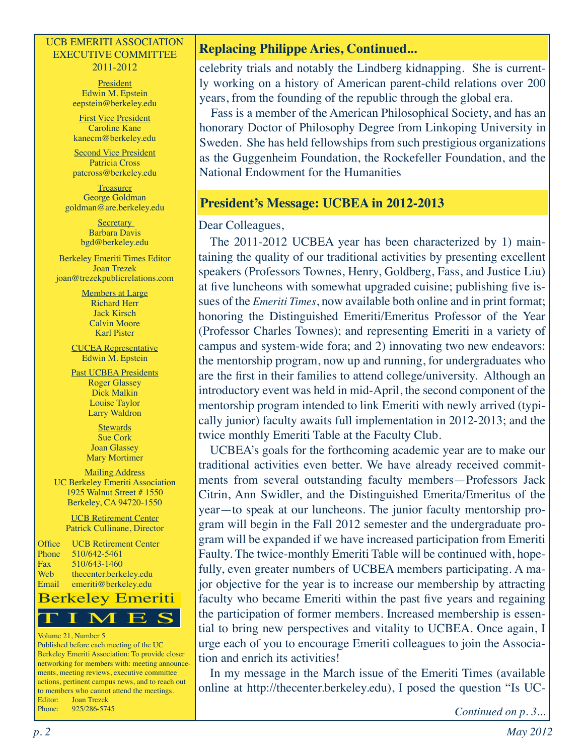UCB EMERITI ASSOCIATION EXECUTIVE COMMITTEE 2011-2012

President
Edwin M. Epstein
eepstein@berkeley.edu

First Vice President
Caroline Kane
kanecm@berkeley.edu

Second Vice President
Patricia Cross
patcross@berkeley.edu

Treasurer
George Goldman
goldman@are.berkeley.edu

Secretary
Barbara Davis
bgd@berkeley.edu

Berkeley Emeriti Times Editor
Joan Trezek
joan@trezekpublicrelations.com

Members at Large
Richard Herr
Jack Kirsch
Calvin Moore
Karl Pister

CUCEA Representative
Edwin M. Epstein

Past UCBEA Presidents
Roger Glassey
Dick Malkin
Louise Taylor
Larry Waldron

Stewards
Sue Cork
Joan Glassey
Mary Mortimer

Mailing Address
UC Berkeley Emeriti Association
1925 Walnut Street # 1550
Berkeley, CA 94720-1550

UCB Retirement Center
Patrick Cullinane, Director

Office: UCB Retirement Center
Phone: 510/642-5461
Fax: 510/643-1460
Web: thecenter.berkeley.edu
Email: emeriti@berkeley.edu

Berkeley Emeriti TIMES

Volume 21, Number 5
Published before each meeting of the UC Berkeley Emeriti Association: To provide closer networking for members with: meeting announcements, meeting reviews, executive committee actions, pertinent campus news, and to reach out to members who cannot attend the meetings.
Editor: Joan Trezek
Phone: 925/286-5745

## Replacing Philippe Aries, Continued...

celebrity trials and notably the Lindberg kidnapping. She is currently working on a history of American parent-child relations over 200 years, from the founding of the republic through the global era.

Fass is a member of the American Philosophical Society, and has an honorary Doctor of Philosophy Degree from Linkoping University in Sweden. She has held fellowships from such prestigious organizations as the Guggenheim Foundation, the Rockefeller Foundation, and the National Endowment for the Humanities

## President's Message: UCBEA in 2012-2013

Dear Colleagues,

The 2011-2012 UCBEA year has been characterized by 1) maintaining the quality of our traditional activities by presenting excellent speakers (Professors Townes, Henry, Goldberg, Fass, and Justice Liu) at five luncheons with somewhat upgraded cuisine; publishing five issues of the *Emeriti Times*, now available both online and in print format; honoring the Distinguished Emeriti/Emeritus Professor of the Year (Professor Charles Townes); and representing Emeriti in a variety of campus and system-wide fora; and 2) innovating two new endeavors: the mentorship program, now up and running, for undergraduates who are the first in their families to attend college/university. Although an introductory event was held in mid-April, the second component of the mentorship program intended to link Emeriti with newly arrived (typically junior) faculty awaits full implementation in 2012-2013; and the twice monthly Emeriti Table at the Faculty Club.

UCBEA's goals for the forthcoming academic year are to make our traditional activities even better. We have already received commitments from several outstanding faculty members—Professors Jack Citrin, Ann Swidler, and the Distinguished Emerita/Emeritus of the year—to speak at our luncheons. The junior faculty mentorship program will begin in the Fall 2012 semester and the undergraduate program will be expanded if we have increased participation from Emeriti Faulty. The twice-monthly Emeriti Table will be continued with, hopefully, even greater numbers of UCBEA members participating. A major objective for the year is to increase our membership by attracting faculty who became Emeriti within the past five years and regaining the participation of former members. Increased membership is essential to bring new perspectives and vitality to UCBEA. Once again, I urge each of you to encourage Emeriti colleagues to join the Association and enrich its activities!

In my message in the March issue of the Emeriti Times (available online at http://thecenter.berkeley.edu), I posed the question "Is UC-

*Continued on p. 3...*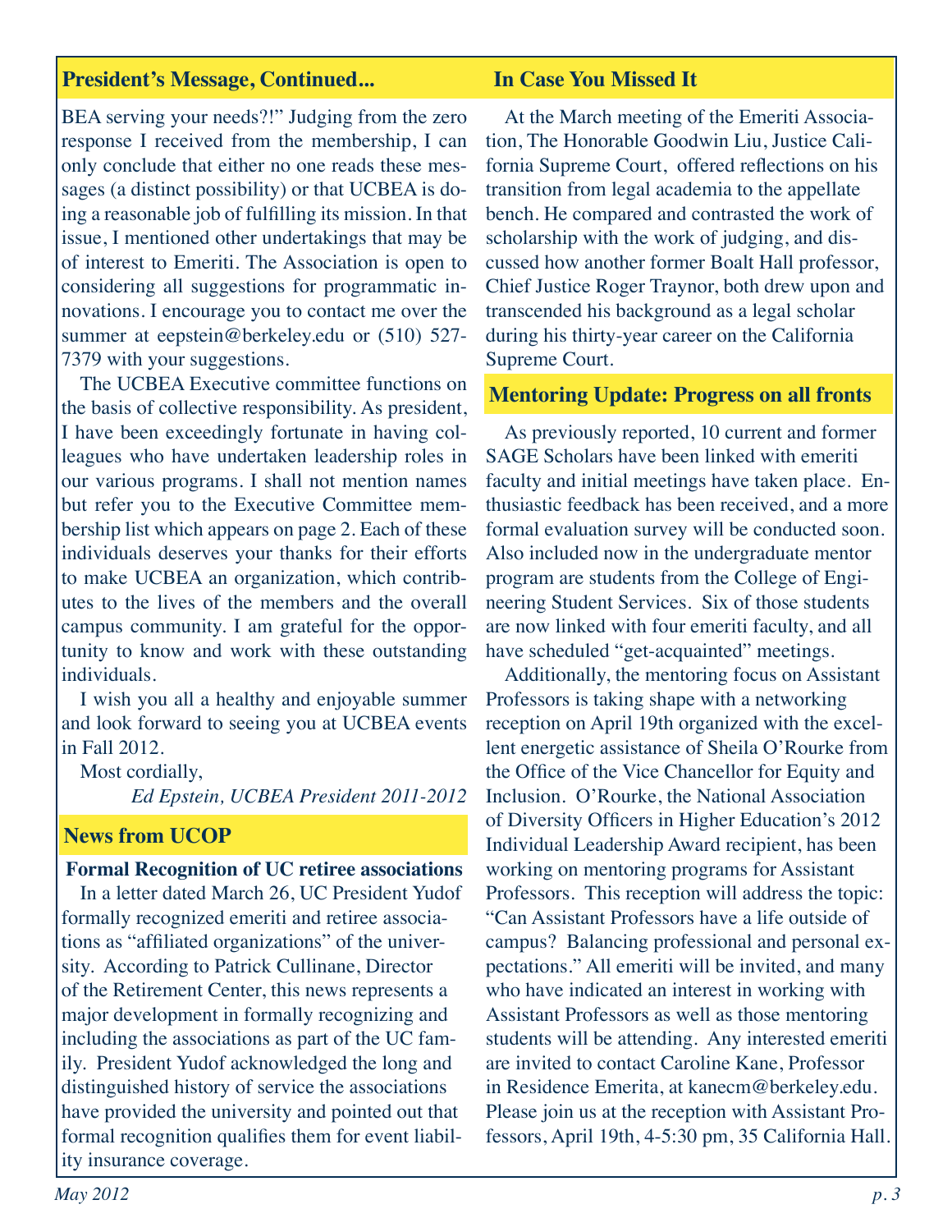## President's Message, Continued...

BEA serving your needs?!" Judging from the zero response I received from the membership, I can only conclude that either no one reads these messages (a distinct possibility) or that UCBEA is doing a reasonable job of fulfilling its mission. In that issue, I mentioned other undertakings that may be of interest to Emeriti. The Association is open to considering all suggestions for programmatic innovations. I encourage you to contact me over the summer at eepstein@berkeley.edu or (510) 527-7379 with your suggestions.

The UCBEA Executive committee functions on the basis of collective responsibility. As president, I have been exceedingly fortunate in having colleagues who have undertaken leadership roles in our various programs. I shall not mention names but refer you to the Executive Committee membership list which appears on page 2. Each of these individuals deserves your thanks for their efforts to make UCBEA an organization, which contributes to the lives of the members and the overall campus community. I am grateful for the opportunity to know and work with these outstanding individuals.

I wish you all a healthy and enjoyable summer and look forward to seeing you at UCBEA events in Fall 2012.

Most cordially,

*Ed Epstein, UCBEA President 2011-2012*

## News from UCOP

**Formal Recognition of UC retiree associations**

In a letter dated March 26, UC President Yudof formally recognized emeriti and retiree associations as "affiliated organizations" of the university. According to Patrick Cullinane, Director of the Retirement Center, this news represents a major development in formally recognizing and including the associations as part of the UC family. President Yudof acknowledged the long and distinguished history of service the associations have provided the university and pointed out that formal recognition qualifies them for event liability insurance coverage.

## In Case You Missed It

At the March meeting of the Emeriti Association, The Honorable Goodwin Liu, Justice California Supreme Court, offered reflections on his transition from legal academia to the appellate bench. He compared and contrasted the work of scholarship with the work of judging, and discussed how another former Boalt Hall professor, Chief Justice Roger Traynor, both drew upon and transcended his background as a legal scholar during his thirty-year career on the California Supreme Court.

## Mentoring Update: Progress on all fronts

As previously reported, 10 current and former SAGE Scholars have been linked with emeriti faculty and initial meetings have taken place. Enthusiastic feedback has been received, and a more formal evaluation survey will be conducted soon. Also included now in the undergraduate mentor program are students from the College of Engineering Student Services. Six of those students are now linked with four emeriti faculty, and all have scheduled "get-acquainted" meetings.

Additionally, the mentoring focus on Assistant Professors is taking shape with a networking reception on April 19th organized with the excellent energetic assistance of Sheila O'Rourke from the Office of the Vice Chancellor for Equity and Inclusion. O'Rourke, the National Association of Diversity Officers in Higher Education's 2012 Individual Leadership Award recipient, has been working on mentoring programs for Assistant Professors. This reception will address the topic: "Can Assistant Professors have a life outside of campus? Balancing professional and personal expectations." All emeriti will be invited, and many who have indicated an interest in working with Assistant Professors as well as those mentoring students will be attending. Any interested emeriti are invited to contact Caroline Kane, Professor in Residence Emerita, at kanecm@berkeley.edu. Please join us at the reception with Assistant Professors, April 19th, 4-5:30 pm, 35 California Hall.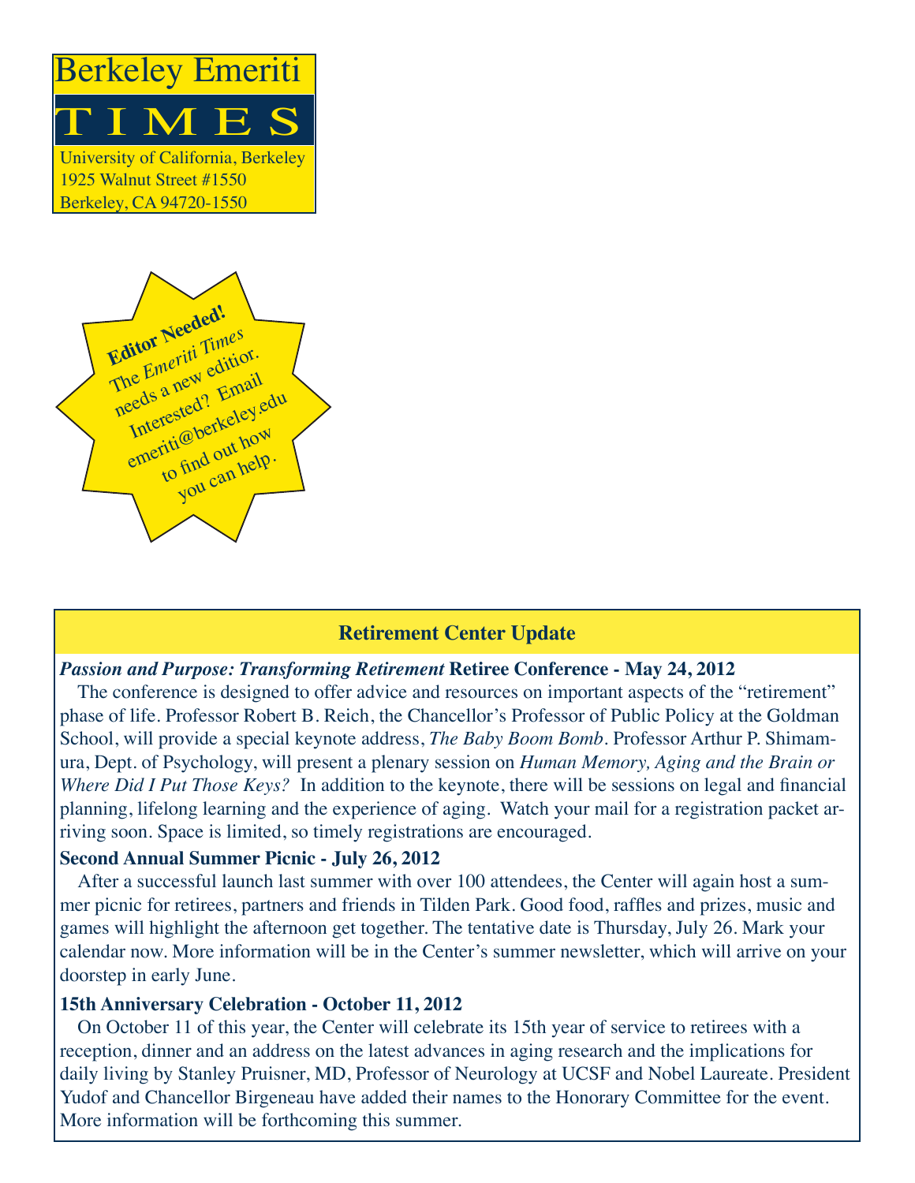Berkeley Emeriti

# TIMES

University of California, Berkeley
1925 Walnut Street #1550
Berkeley, CA 94720-1550

**Editor Needed!**
The *Emeriti Times* needs a new editior. Interested? Email emeriti@berkeley.edu to find out how you can help.

## Retirement Center Update

### *Passion and Purpose: Transforming Retirement* Retiree Conference - May 24, 2012

The conference is designed to offer advice and resources on important aspects of the "retirement" phase of life. Professor Robert B. Reich, the Chancellor's Professor of Public Policy at the Goldman School, will provide a special keynote address, *The Baby Boom Bomb*. Professor Arthur P. Shimamura, Dept. of Psychology, will present a plenary session on *Human Memory, Aging and the Brain or Where Did I Put Those Keys?* In addition to the keynote, there will be sessions on legal and financial planning, lifelong learning and the experience of aging. Watch your mail for a registration packet arriving soon. Space is limited, so timely registrations are encouraged.

### Second Annual Summer Picnic - July 26, 2012

After a successful launch last summer with over 100 attendees, the Center will again host a summer picnic for retirees, partners and friends in Tilden Park. Good food, raffles and prizes, music and games will highlight the afternoon get together. The tentative date is Thursday, July 26. Mark your calendar now. More information will be in the Center's summer newsletter, which will arrive on your doorstep in early June.

### 15th Anniversary Celebration - October 11, 2012

On October 11 of this year, the Center will celebrate its 15th year of service to retirees with a reception, dinner and an address on the latest advances in aging research and the implications for daily living by Stanley Pruisner, MD, Professor of Neurology at UCSF and Nobel Laureate. President Yudof and Chancellor Birgeneau have added their names to the Honorary Committee for the event. More information will be forthcoming this summer.